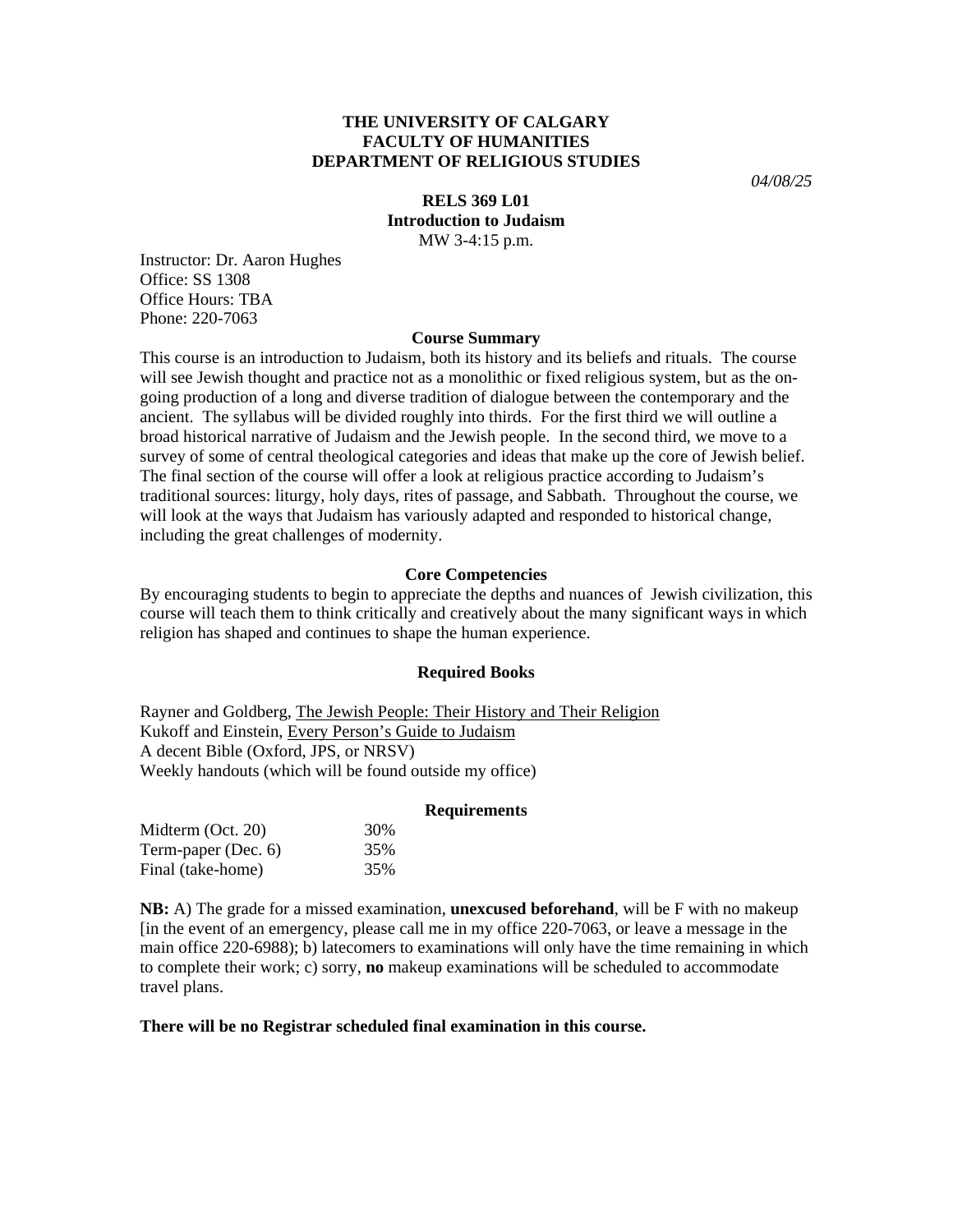**THE UNIVERSITY OF CALGARY**
**FACULTY OF HUMANITIES**
**DEPARTMENT OF RELIGIOUS STUDIES**

*04/08/25*

**RELS 369 L01**
**Introduction to Judaism**
MW 3-4:15 p.m.

Instructor: Dr. Aaron Hughes
Office: SS 1308
Office Hours: TBA
Phone: 220-7063

### Course Summary

This course is an introduction to Judaism, both its history and its beliefs and rituals. The course will see Jewish thought and practice not as a monolithic or fixed religious system, but as the on-going production of a long and diverse tradition of dialogue between the contemporary and the ancient. The syllabus will be divided roughly into thirds. For the first third we will outline a broad historical narrative of Judaism and the Jewish people. In the second third, we move to a survey of some of central theological categories and ideas that make up the core of Jewish belief. The final section of the course will offer a look at religious practice according to Judaism's traditional sources: liturgy, holy days, rites of passage, and Sabbath. Throughout the course, we will look at the ways that Judaism has variously adapted and responded to historical change, including the great challenges of modernity.

### Core Competencies

By encouraging students to begin to appreciate the depths and nuances of Jewish civilization, this course will teach them to think critically and creatively about the many significant ways in which religion has shaped and continues to shape the human experience.

### Required Books

Rayner and Goldberg, The Jewish People: Their History and Their Religion
Kukoff and Einstein, Every Person's Guide to Judaism
A decent Bible (Oxford, JPS, or NRSV)
Weekly handouts (which will be found outside my office)

### Requirements

| | |
|---|---|
| Midterm (Oct. 20) | 30% |
| Term-paper (Dec. 6) | 35% |
| Final (take-home) | 35% |

**NB:** A) The grade for a missed examination, **unexcused beforehand**, will be F with no makeup [in the event of an emergency, please call me in my office 220-7063, or leave a message in the main office 220-6988); b) latecomers to examinations will only have the time remaining in which to complete their work; c) sorry, **no** makeup examinations will be scheduled to accommodate travel plans.

**There will be no Registrar scheduled final examination in this course.**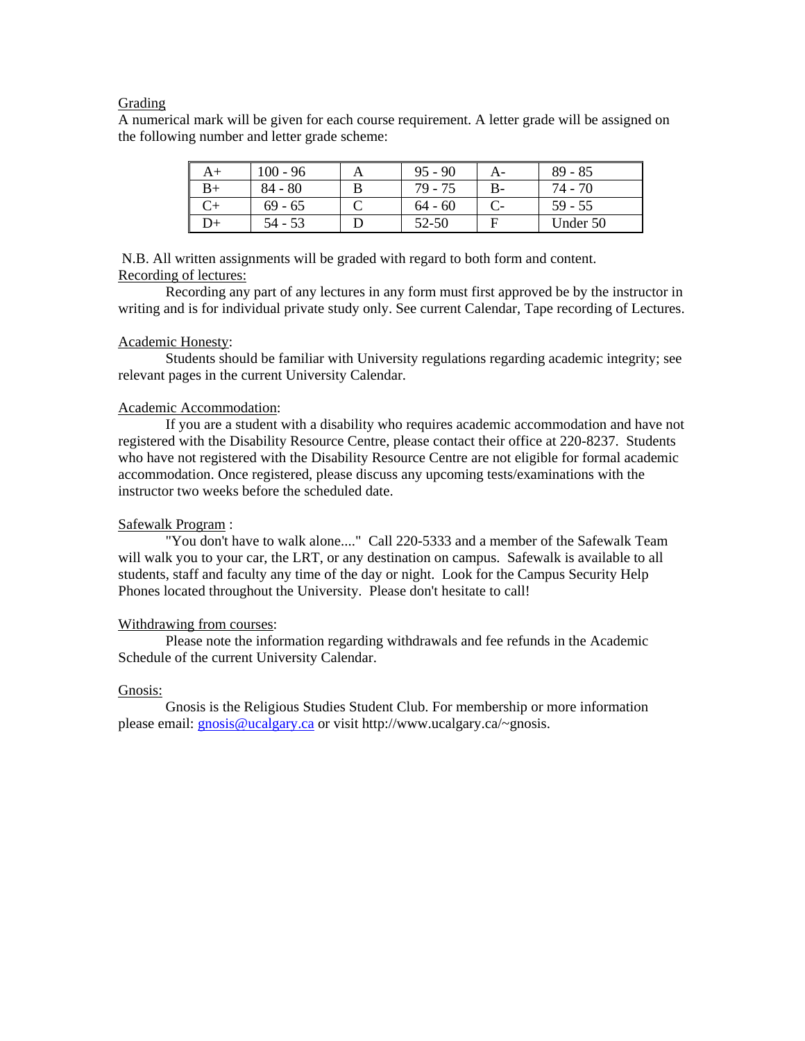Grading

A numerical mark will be given for each course requirement. A letter grade will be assigned on the following number and letter grade scheme:

| | | | | | |
|---|---|---|---|---|---|
| A+ | 100 - 96 | A | 95 - 90 | A- | 89 - 85 |
| B+ | 84 - 80 | B | 79 - 75 | B- | 74 - 70 |
| C+ | 69 - 65 | C | 64 - 60 | C- | 59 - 55 |
| D+ | 54 - 53 | D | 52-50 | F | Under 50 |

N.B. All written assignments will be graded with regard to both form and content.

Recording of lectures:

Recording any part of any lectures in any form must first approved be by the instructor in writing and is for individual private study only. See current Calendar, Tape recording of Lectures.

Academic Honesty:

Students should be familiar with University regulations regarding academic integrity; see relevant pages in the current University Calendar.

Academic Accommodation:

If you are a student with a disability who requires academic accommodation and have not registered with the Disability Resource Centre, please contact their office at 220-8237. Students who have not registered with the Disability Resource Centre are not eligible for formal academic accommodation. Once registered, please discuss any upcoming tests/examinations with the instructor two weeks before the scheduled date.

Safewalk Program :

"You don't have to walk alone...." Call 220-5333 and a member of the Safewalk Team will walk you to your car, the LRT, or any destination on campus. Safewalk is available to all students, staff and faculty any time of the day or night. Look for the Campus Security Help Phones located throughout the University. Please don't hesitate to call!

Withdrawing from courses:

Please note the information regarding withdrawals and fee refunds in the Academic Schedule of the current University Calendar.

Gnosis:

Gnosis is the Religious Studies Student Club. For membership or more information please email: gnosis@ucalgary.ca or visit http://www.ucalgary.ca/~gnosis.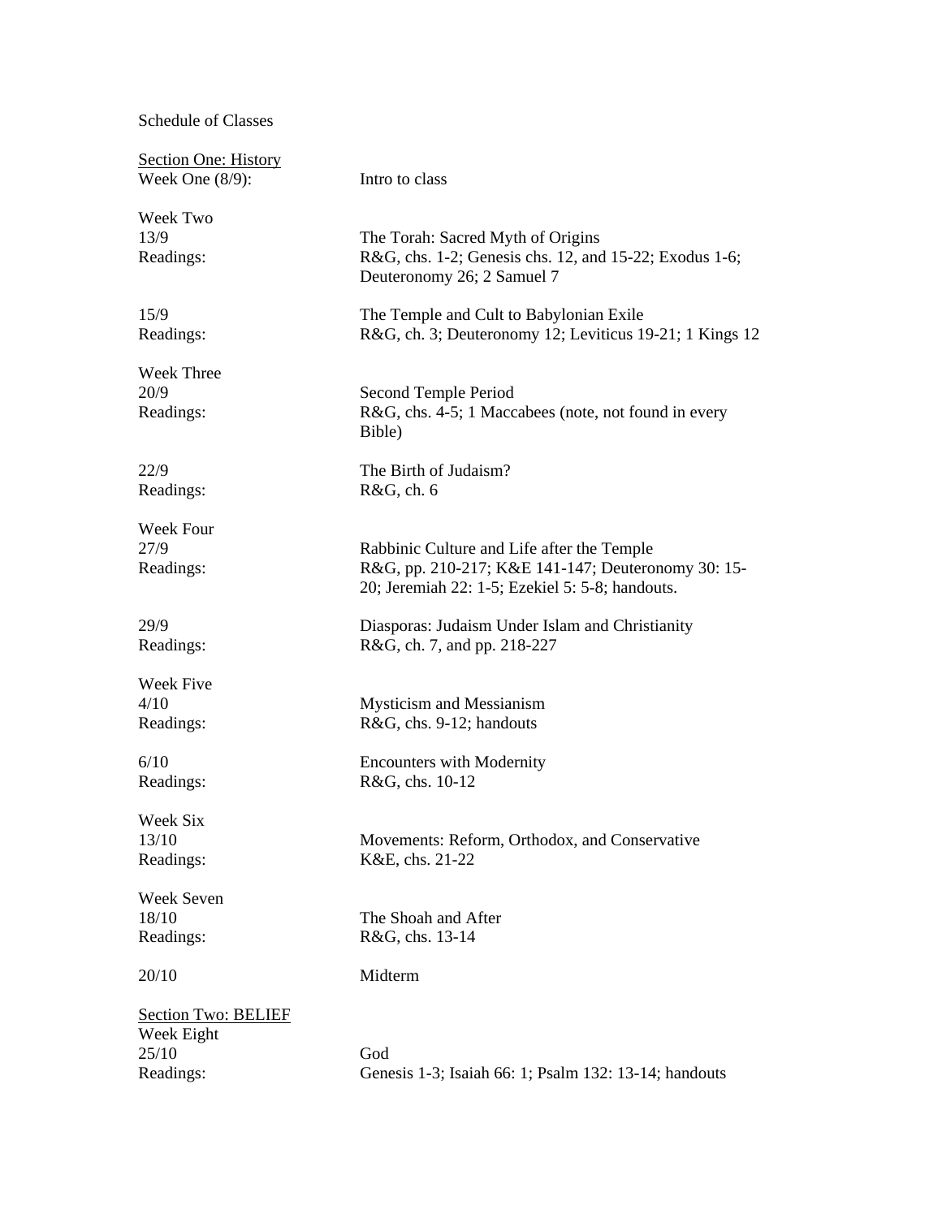Schedule of Classes

<u>Section One: History</u>

Week One (8/9): Intro to class

Week Two

13/9 The Torah: Sacred Myth of Origins

Readings: R&G, chs. 1-2; Genesis chs. 12, and 15-22; Exodus 1-6; Deuteronomy 26; 2 Samuel 7

15/9 The Temple and Cult to Babylonian Exile

Readings: R&G, ch. 3; Deuteronomy 12; Leviticus 19-21; 1 Kings 12

Week Three

20/9 Second Temple Period

Readings: R&G, chs. 4-5; 1 Maccabees (note, not found in every Bible)

22/9 The Birth of Judaism?

Readings: R&G, ch. 6

Week Four

27/9 Rabbinic Culture and Life after the Temple

Readings: R&G, pp. 210-217; K&E 141-147; Deuteronomy 30: 15-20; Jeremiah 22: 1-5; Ezekiel 5: 5-8; handouts.

29/9 Diasporas: Judaism Under Islam and Christianity

Readings: R&G, ch. 7, and pp. 218-227

Week Five

4/10 Mysticism and Messianism

Readings: R&G, chs. 9-12; handouts

6/10 Encounters with Modernity

Readings: R&G, chs. 10-12

Week Six

13/10 Movements: Reform, Orthodox, and Conservative

Readings: K&E, chs. 21-22

Week Seven

18/10 The Shoah and After

Readings: R&G, chs. 13-14

20/10 Midterm

<u>Section Two: BELIEF</u>

Week Eight

25/10 God

Readings: Genesis 1-3; Isaiah 66: 1; Psalm 132: 13-14; handouts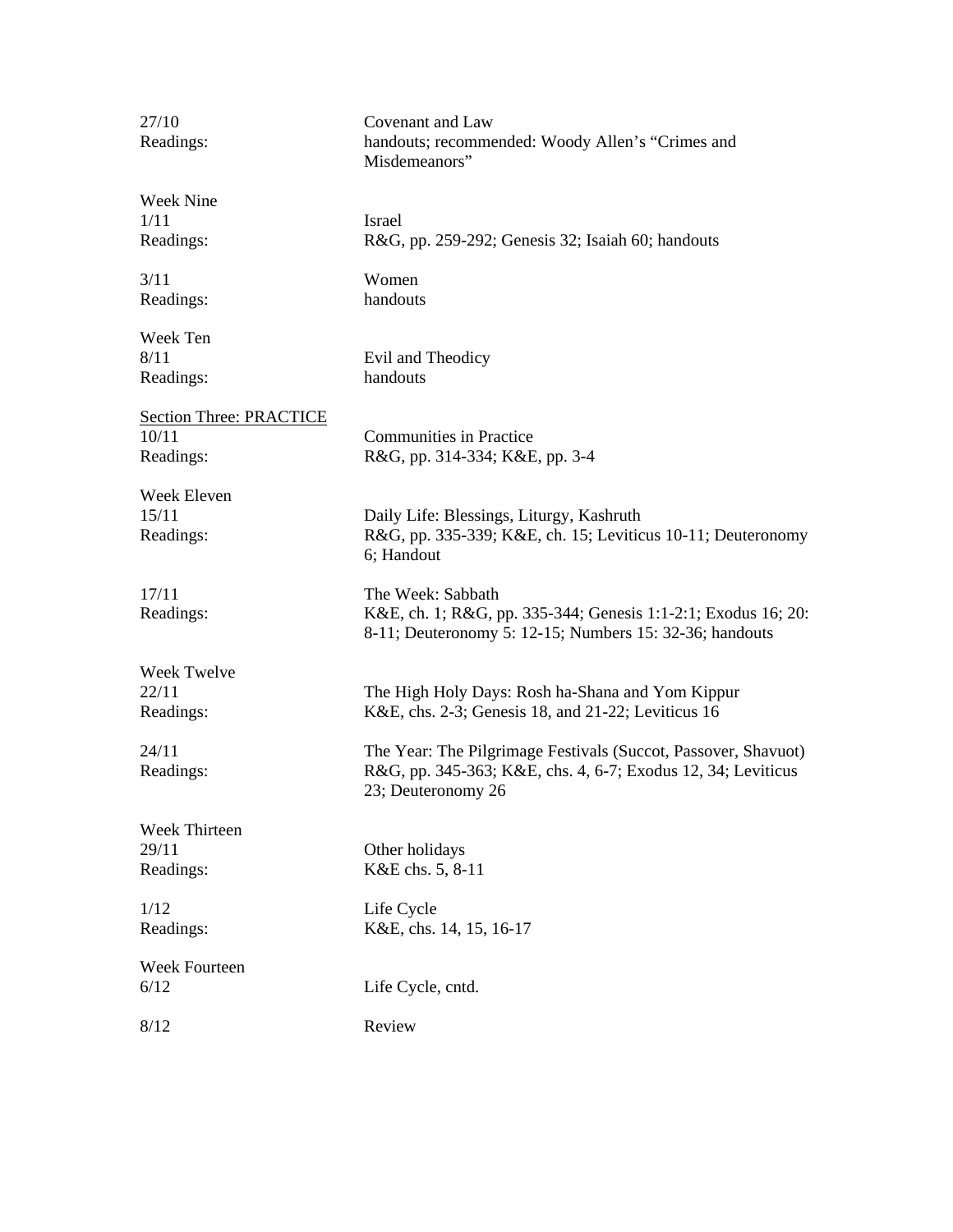27/10 Covenant and Law
Readings: handouts; recommended: Woody Allen's "Crimes and Misdemeanors"

Week Nine
1/11 Israel
Readings: R&G, pp. 259-292; Genesis 32; Isaiah 60; handouts

3/11 Women
Readings: handouts

Week Ten
8/11 Evil and Theodicy
Readings: handouts

<u>Section Three: PRACTICE</u>
10/11 Communities in Practice
Readings: R&G, pp. 314-334; K&E, pp. 3-4

Week Eleven
15/11 Daily Life: Blessings, Liturgy, Kashruth
Readings: R&G, pp. 335-339; K&E, ch. 15; Leviticus 10-11; Deuteronomy 6; Handout

17/11 The Week: Sabbath
Readings: K&E, ch. 1; R&G, pp. 335-344; Genesis 1:1-2:1; Exodus 16; 20: 8-11; Deuteronomy 5: 12-15; Numbers 15: 32-36; handouts

Week Twelve
22/11 The High Holy Days: Rosh ha-Shana and Yom Kippur
Readings: K&E, chs. 2-3; Genesis 18, and 21-22; Leviticus 16

24/11 The Year: The Pilgrimage Festivals (Succot, Passover, Shavuot)
Readings: R&G, pp. 345-363; K&E, chs. 4, 6-7; Exodus 12, 34; Leviticus 23; Deuteronomy 26

Week Thirteen
29/11 Other holidays
Readings: K&E chs. 5, 8-11

1/12 Life Cycle
Readings: K&E, chs. 14, 15, 16-17

Week Fourteen
6/12 Life Cycle, cntd.

8/12 Review